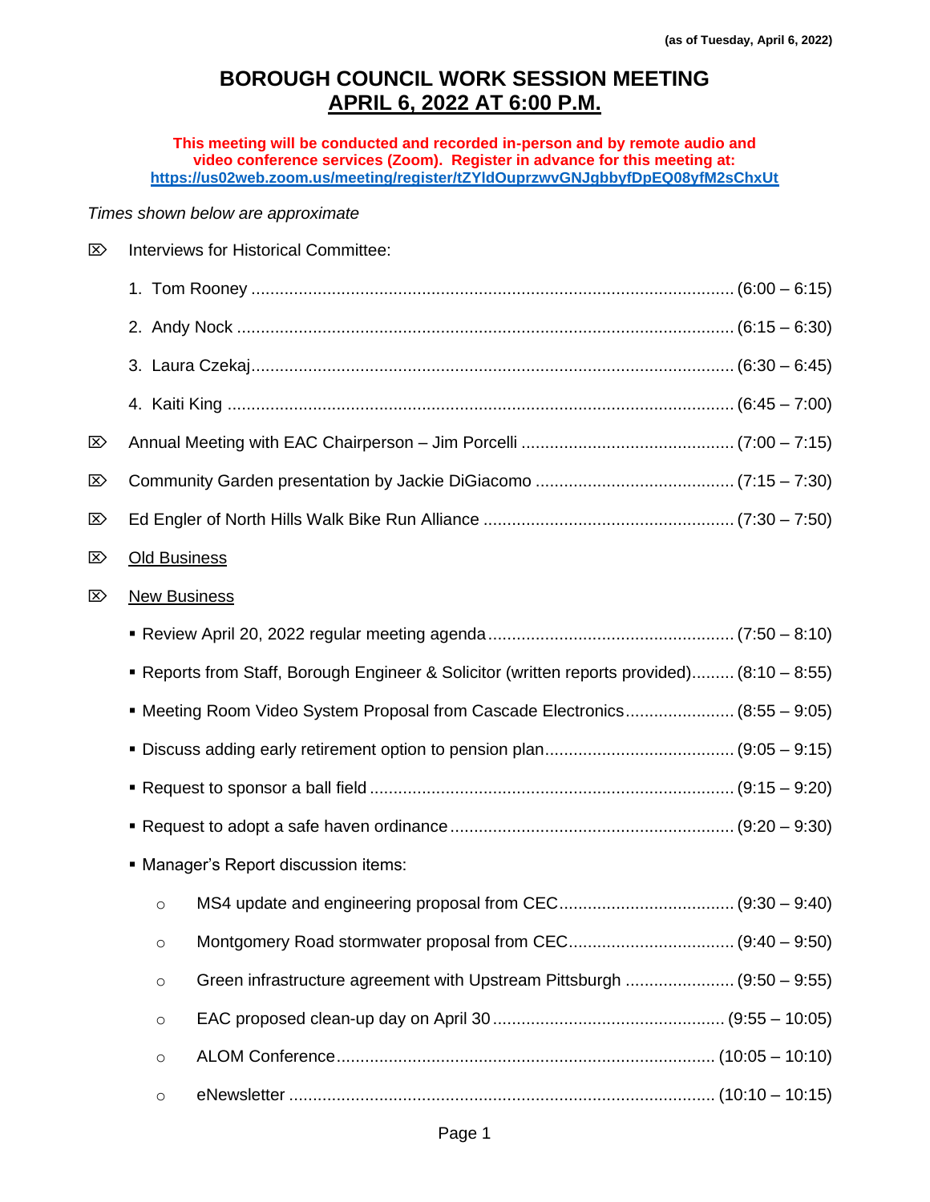**(as of Tuesday, April 6, 2022)**

# BOROUGH COUNCIL WORK SESSION MEETING
## APRIL 6, 2022 AT 6:00 P.M.

**This meeting will be conducted and recorded in-person and by remote audio and video conference services (Zoom). Register in advance for this meeting at: https://us02web.zoom.us/meeting/register/tZYldOuprzwvGNJgbbyfDpEQ08yfM2sChxUt**

*Times shown below are approximate*

- Interviews for Historical Committee:
  1. Tom Rooney .................... (6:00 – 6:15)
  2. Andy Nock .................... (6:15 – 6:30)
  3. Laura Czekaj .................... (6:30 – 6:45)
  4. Kaiti King .................... (6:45 – 7:00)
- Annual Meeting with EAC Chairperson – Jim Porcelli .................... (7:00 – 7:15)
- Community Garden presentation by Jackie DiGiacomo .................... (7:15 – 7:30)
- Ed Engler of North Hills Walk Bike Run Alliance .................... (7:30 – 7:50)
- Old Business
- New Business
  - Review April 20, 2022 regular meeting agenda .................... (7:50 – 8:10)
  - Reports from Staff, Borough Engineer & Solicitor (written reports provided) .................... (8:10 – 8:55)
  - Meeting Room Video System Proposal from Cascade Electronics .................... (8:55 – 9:05)
  - Discuss adding early retirement option to pension plan .................... (9:05 – 9:15)
  - Request to sponsor a ball field .................... (9:15 – 9:20)
  - Request to adopt a safe haven ordinance .................... (9:20 – 9:30)
  - Manager's Report discussion items:
    - MS4 update and engineering proposal from CEC .................... (9:30 – 9:40)
    - Montgomery Road stormwater proposal from CEC .................... (9:40 – 9:50)
    - Green infrastructure agreement with Upstream Pittsburgh .................... (9:50 – 9:55)
    - EAC proposed clean-up day on April 30 .................... (9:55 – 10:05)
    - ALOM Conference .................... (10:05 – 10:10)
    - eNewsletter .................... (10:10 – 10:15)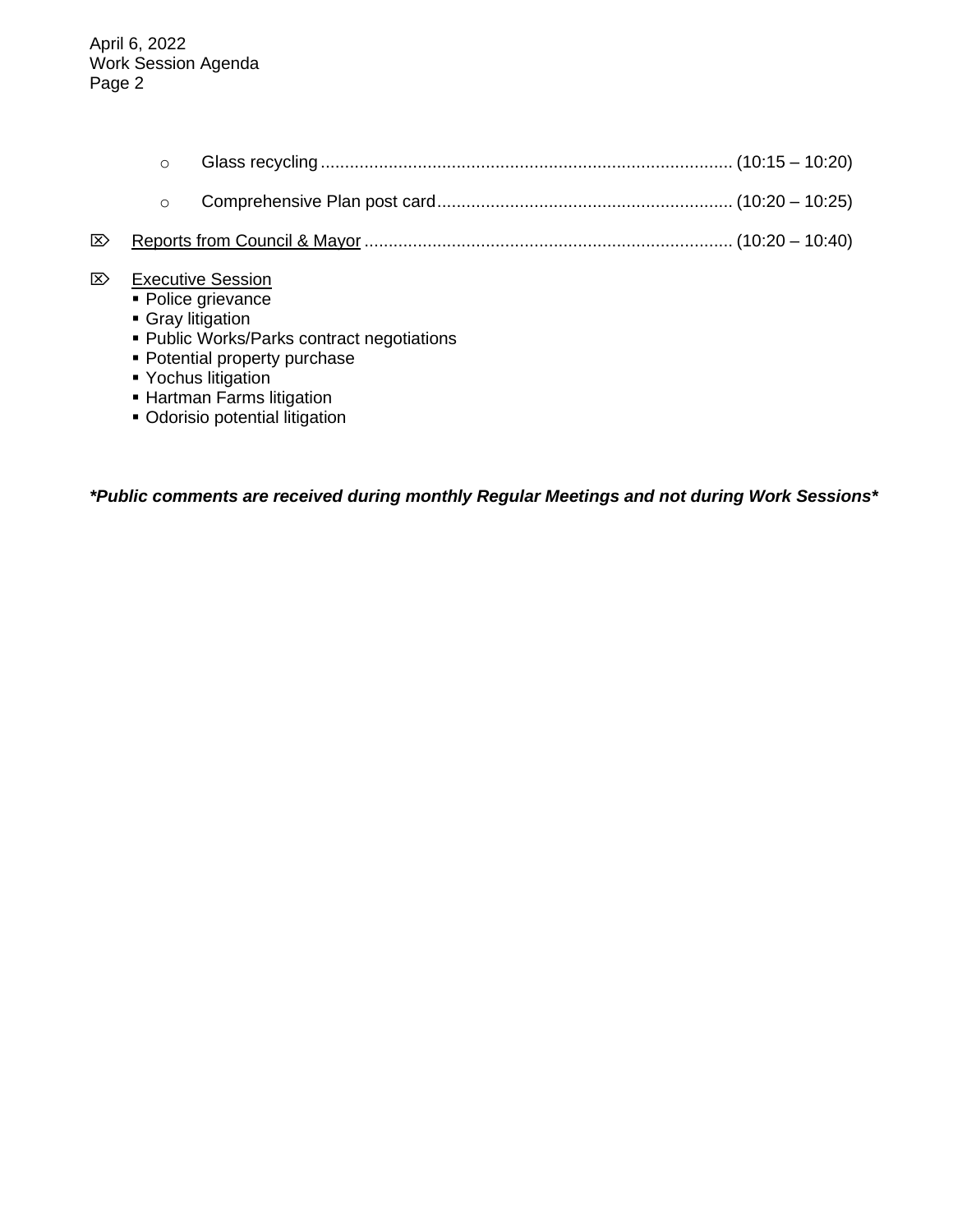- Glass recycling ........................................................................................ (10:15 – 10:20)
- Comprehensive Plan post card ............................................................. (10:20 – 10:25)

⌦ Reports from Council & Mayor ............................................................................ (10:20 – 10:40)

⌦ Executive Session
- Police grievance
- Gray litigation
- Public Works/Parks contract negotiations
- Potential property purchase
- Yochus litigation
- Hartman Farms litigation
- Odorisio potential litigation

***Public comments are received during monthly Regular Meetings and not during Work Sessions***